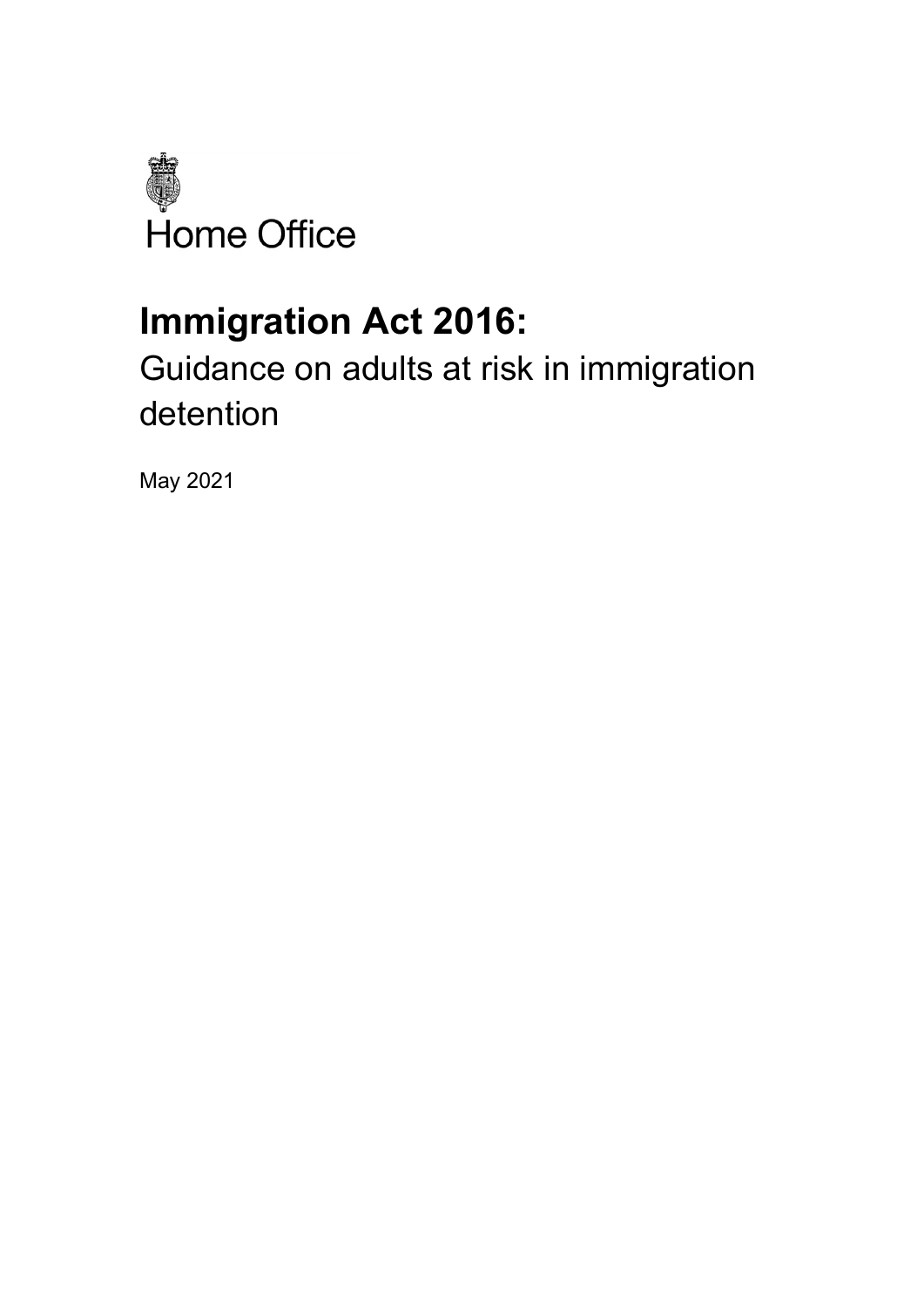Home Office

# Immigration Act 2016:

## Guidance on adults at risk in immigration detention

May 2021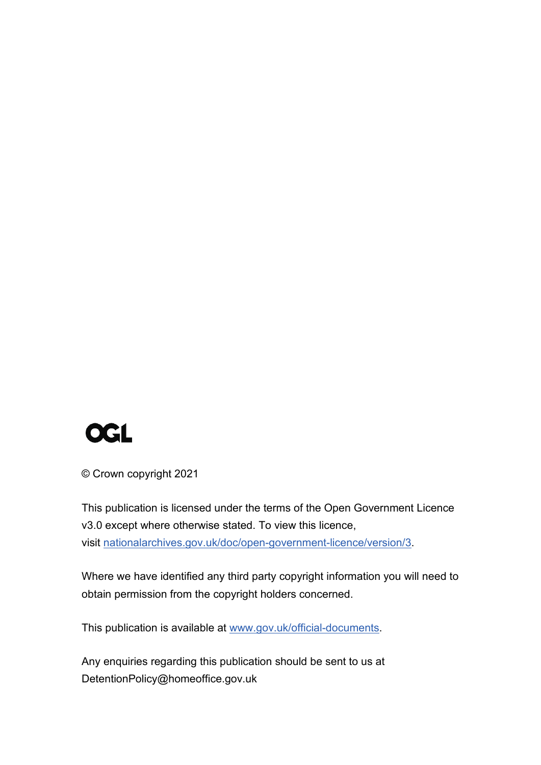OGL

© Crown copyright 2021

This publication is licensed under the terms of the Open Government Licence v3.0 except where otherwise stated. To view this licence, visit nationalarchives.gov.uk/doc/open-government-licence/version/3.

Where we have identified any third party copyright information you will need to obtain permission from the copyright holders concerned.

This publication is available at www.gov.uk/official-documents.

Any enquiries regarding this publication should be sent to us at DetentionPolicy@homeoffice.gov.uk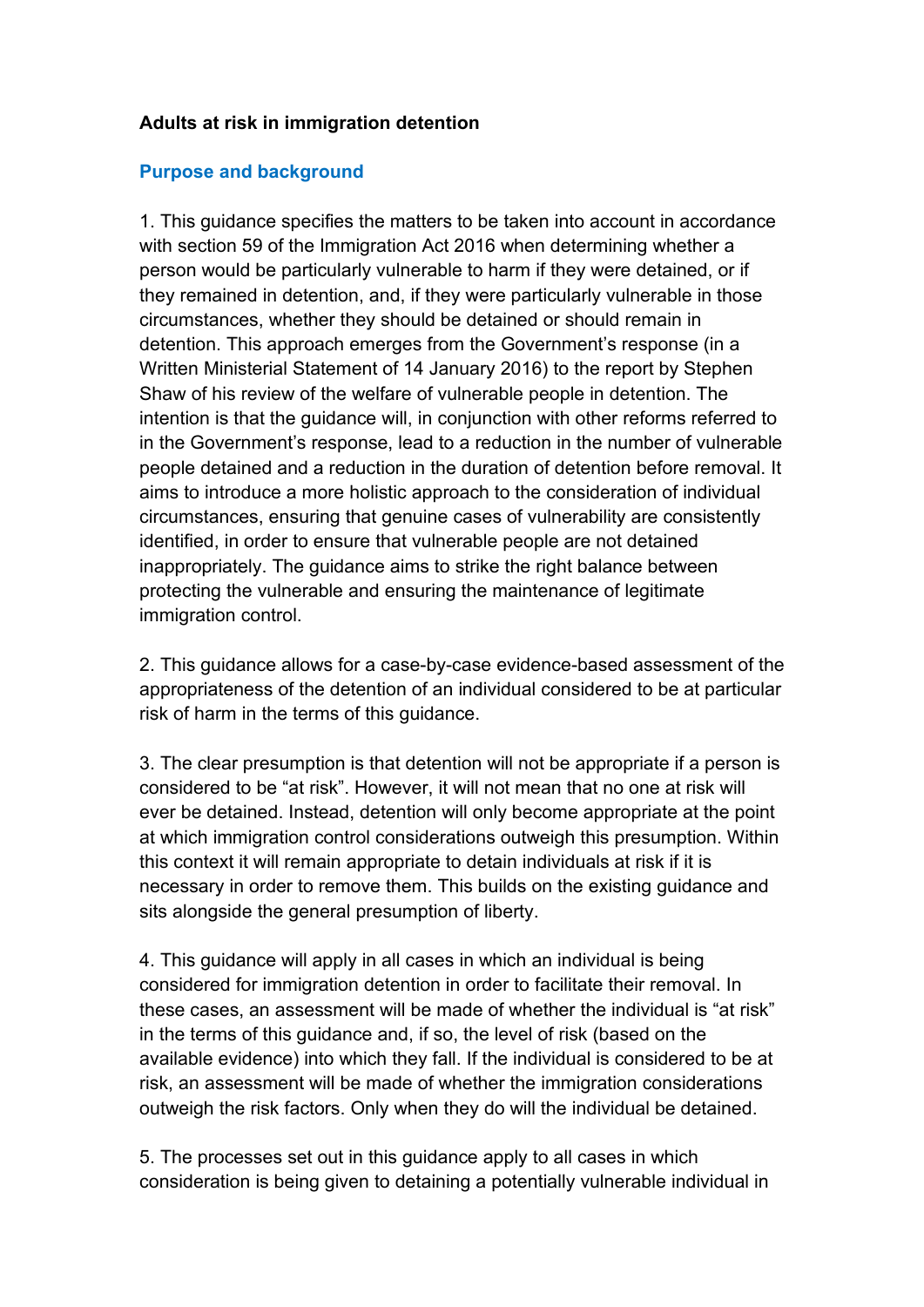**Adults at risk in immigration detention**

## Purpose and background

1. This guidance specifies the matters to be taken into account in accordance with section 59 of the Immigration Act 2016 when determining whether a person would be particularly vulnerable to harm if they were detained, or if they remained in detention, and, if they were particularly vulnerable in those circumstances, whether they should be detained or should remain in detention. This approach emerges from the Government's response (in a Written Ministerial Statement of 14 January 2016) to the report by Stephen Shaw of his review of the welfare of vulnerable people in detention. The intention is that the guidance will, in conjunction with other reforms referred to in the Government's response, lead to a reduction in the number of vulnerable people detained and a reduction in the duration of detention before removal. It aims to introduce a more holistic approach to the consideration of individual circumstances, ensuring that genuine cases of vulnerability are consistently identified, in order to ensure that vulnerable people are not detained inappropriately. The guidance aims to strike the right balance between protecting the vulnerable and ensuring the maintenance of legitimate immigration control.

2. This guidance allows for a case-by-case evidence-based assessment of the appropriateness of the detention of an individual considered to be at particular risk of harm in the terms of this guidance.

3. The clear presumption is that detention will not be appropriate if a person is considered to be "at risk". However, it will not mean that no one at risk will ever be detained. Instead, detention will only become appropriate at the point at which immigration control considerations outweigh this presumption. Within this context it will remain appropriate to detain individuals at risk if it is necessary in order to remove them. This builds on the existing guidance and sits alongside the general presumption of liberty.

4. This guidance will apply in all cases in which an individual is being considered for immigration detention in order to facilitate their removal. In these cases, an assessment will be made of whether the individual is "at risk" in the terms of this guidance and, if so, the level of risk (based on the available evidence) into which they fall. If the individual is considered to be at risk, an assessment will be made of whether the immigration considerations outweigh the risk factors. Only when they do will the individual be detained.

5. The processes set out in this guidance apply to all cases in which consideration is being given to detaining a potentially vulnerable individual in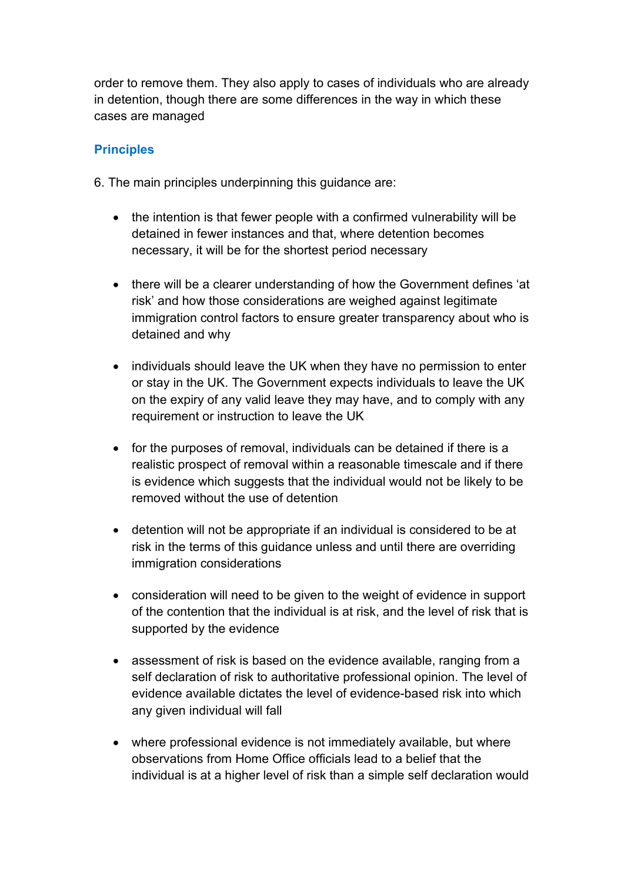order to remove them. They also apply to cases of individuals who are already in detention, though there are some differences in the way in which these cases are managed

## Principles

6. The main principles underpinning this guidance are:

- the intention is that fewer people with a confirmed vulnerability will be detained in fewer instances and that, where detention becomes necessary, it will be for the shortest period necessary

- there will be a clearer understanding of how the Government defines 'at risk' and how those considerations are weighed against legitimate immigration control factors to ensure greater transparency about who is detained and why

- individuals should leave the UK when they have no permission to enter or stay in the UK. The Government expects individuals to leave the UK on the expiry of any valid leave they may have, and to comply with any requirement or instruction to leave the UK

- for the purposes of removal, individuals can be detained if there is a realistic prospect of removal within a reasonable timescale and if there is evidence which suggests that the individual would not be likely to be removed without the use of detention

- detention will not be appropriate if an individual is considered to be at risk in the terms of this guidance unless and until there are overriding immigration considerations

- consideration will need to be given to the weight of evidence in support of the contention that the individual is at risk, and the level of risk that is supported by the evidence

- assessment of risk is based on the evidence available, ranging from a self declaration of risk to authoritative professional opinion. The level of evidence available dictates the level of evidence-based risk into which any given individual will fall

- where professional evidence is not immediately available, but where observations from Home Office officials lead to a belief that the individual is at a higher level of risk than a simple self declaration would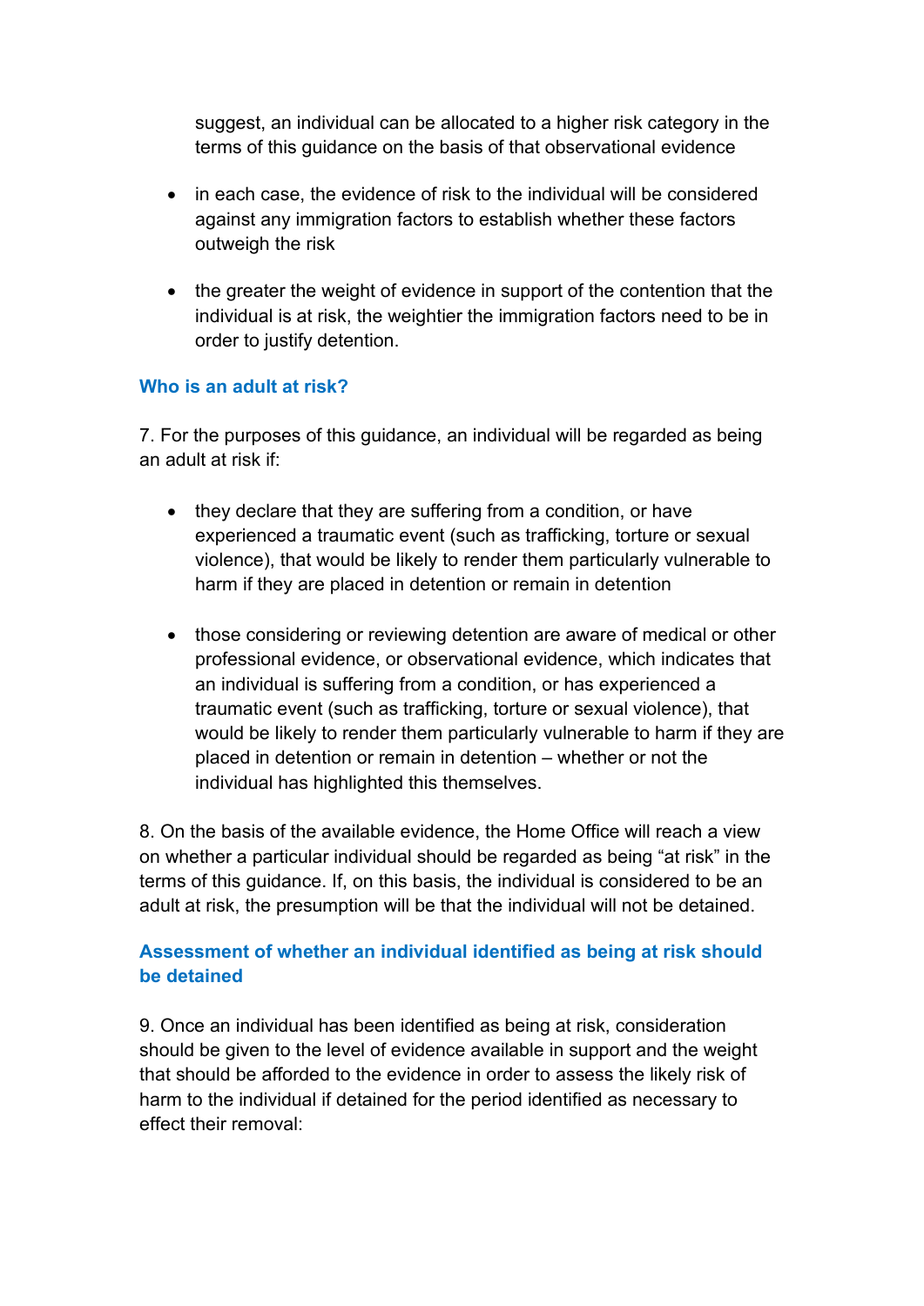suggest, an individual can be allocated to a higher risk category in the terms of this guidance on the basis of that observational evidence

- in each case, the evidence of risk to the individual will be considered against any immigration factors to establish whether these factors outweigh the risk

- the greater the weight of evidence in support of the contention that the individual is at risk, the weightier the immigration factors need to be in order to justify detention.

### Who is an adult at risk?

7. For the purposes of this guidance, an individual will be regarded as being an adult at risk if:

- they declare that they are suffering from a condition, or have experienced a traumatic event (such as trafficking, torture or sexual violence), that would be likely to render them particularly vulnerable to harm if they are placed in detention or remain in detention

- those considering or reviewing detention are aware of medical or other professional evidence, or observational evidence, which indicates that an individual is suffering from a condition, or has experienced a traumatic event (such as trafficking, torture or sexual violence), that would be likely to render them particularly vulnerable to harm if they are placed in detention or remain in detention – whether or not the individual has highlighted this themselves.

8. On the basis of the available evidence, the Home Office will reach a view on whether a particular individual should be regarded as being "at risk" in the terms of this guidance. If, on this basis, the individual is considered to be an adult at risk, the presumption will be that the individual will not be detained.

### Assessment of whether an individual identified as being at risk should be detained

9. Once an individual has been identified as being at risk, consideration should be given to the level of evidence available in support and the weight that should be afforded to the evidence in order to assess the likely risk of harm to the individual if detained for the period identified as necessary to effect their removal: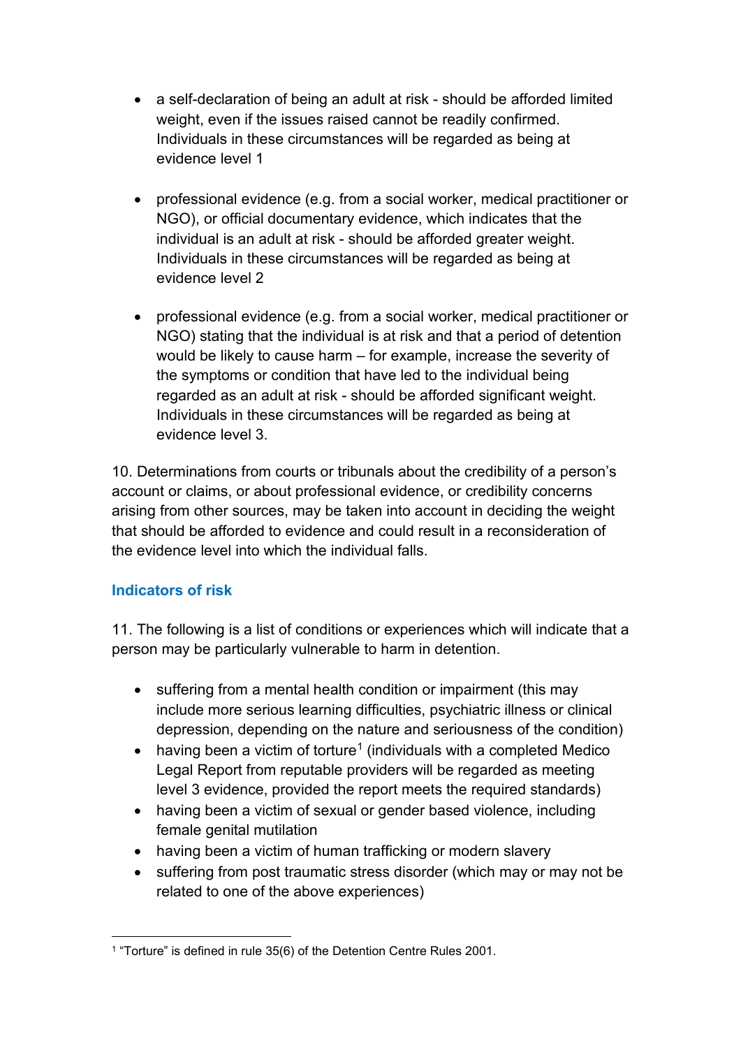- a self-declaration of being an adult at risk - should be afforded limited weight, even if the issues raised cannot be readily confirmed. Individuals in these circumstances will be regarded as being at evidence level 1

- professional evidence (e.g. from a social worker, medical practitioner or NGO), or official documentary evidence, which indicates that the individual is an adult at risk - should be afforded greater weight. Individuals in these circumstances will be regarded as being at evidence level 2

- professional evidence (e.g. from a social worker, medical practitioner or NGO) stating that the individual is at risk and that a period of detention would be likely to cause harm – for example, increase the severity of the symptoms or condition that have led to the individual being regarded as an adult at risk - should be afforded significant weight. Individuals in these circumstances will be regarded as being at evidence level 3.

10. Determinations from courts or tribunals about the credibility of a person's account or claims, or about professional evidence, or credibility concerns arising from other sources, may be taken into account in deciding the weight that should be afforded to evidence and could result in a reconsideration of the evidence level into which the individual falls.

## Indicators of risk

11. The following is a list of conditions or experiences which will indicate that a person may be particularly vulnerable to harm in detention.

- suffering from a mental health condition or impairment (this may include more serious learning difficulties, psychiatric illness or clinical depression, depending on the nature and seriousness of the condition)
- having been a victim of torture[1] (individuals with a completed Medico Legal Report from reputable providers will be regarded as meeting level 3 evidence, provided the report meets the required standards)
- having been a victim of sexual or gender based violence, including female genital mutilation
- having been a victim of human trafficking or modern slavery
- suffering from post traumatic stress disorder (which may or may not be related to one of the above experiences)

[1] "Torture" is defined in rule 35(6) of the Detention Centre Rules 2001.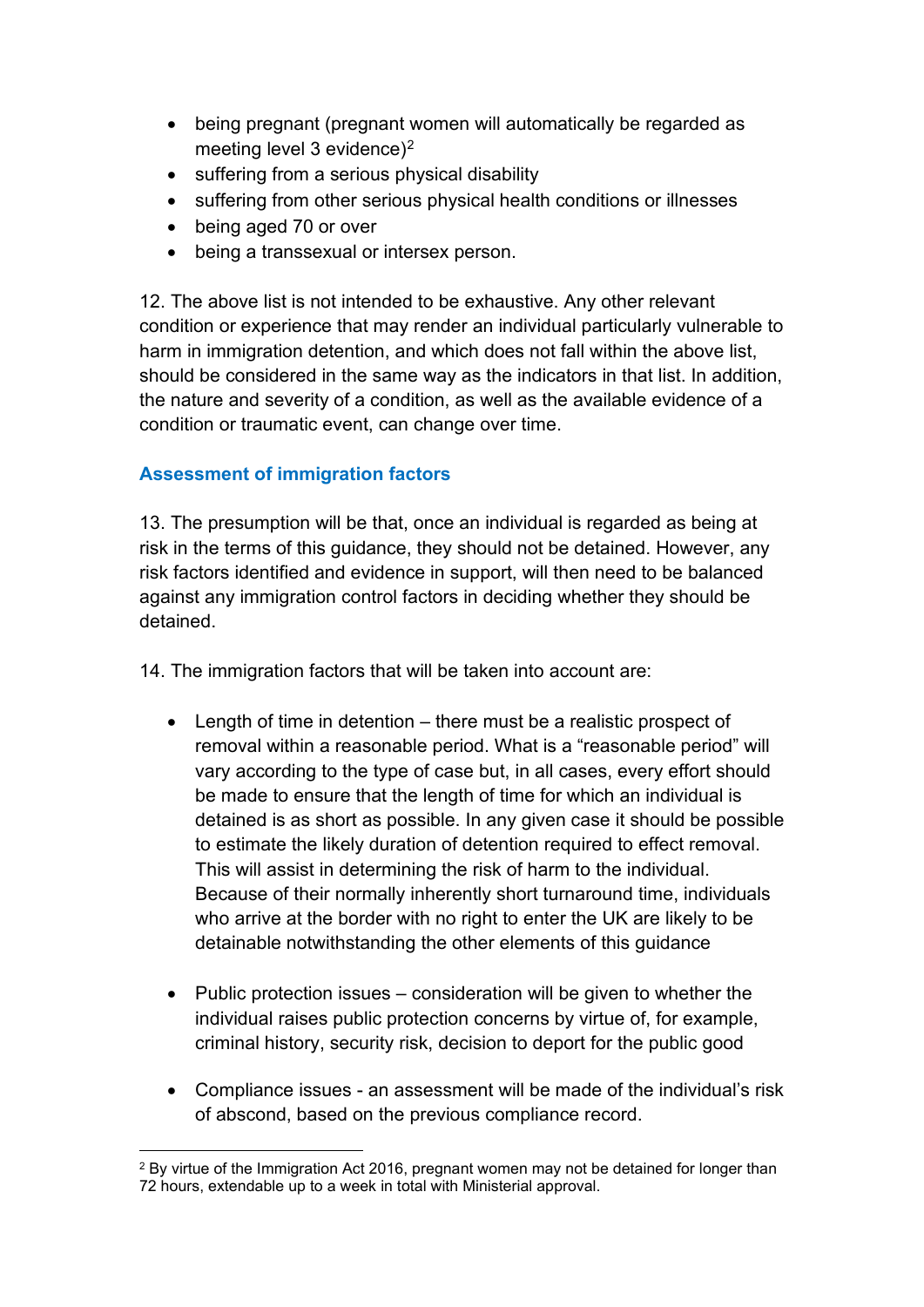- being pregnant (pregnant women will automatically be regarded as meeting level 3 evidence)[2]
- suffering from a serious physical disability
- suffering from other serious physical health conditions or illnesses
- being aged 70 or over
- being a transsexual or intersex person.

12. The above list is not intended to be exhaustive. Any other relevant condition or experience that may render an individual particularly vulnerable to harm in immigration detention, and which does not fall within the above list, should be considered in the same way as the indicators in that list. In addition, the nature and severity of a condition, as well as the available evidence of a condition or traumatic event, can change over time.

### Assessment of immigration factors

13. The presumption will be that, once an individual is regarded as being at risk in the terms of this guidance, they should not be detained. However, any risk factors identified and evidence in support, will then need to be balanced against any immigration control factors in deciding whether they should be detained.

14. The immigration factors that will be taken into account are:

- Length of time in detention – there must be a realistic prospect of removal within a reasonable period. What is a "reasonable period" will vary according to the type of case but, in all cases, every effort should be made to ensure that the length of time for which an individual is detained is as short as possible. In any given case it should be possible to estimate the likely duration of detention required to effect removal. This will assist in determining the risk of harm to the individual. Because of their normally inherently short turnaround time, individuals who arrive at the border with no right to enter the UK are likely to be detainable notwithstanding the other elements of this guidance

- Public protection issues – consideration will be given to whether the individual raises public protection concerns by virtue of, for example, criminal history, security risk, decision to deport for the public good

- Compliance issues - an assessment will be made of the individual's risk of abscond, based on the previous compliance record.

---

[2] By virtue of the Immigration Act 2016, pregnant women may not be detained for longer than 72 hours, extendable up to a week in total with Ministerial approval.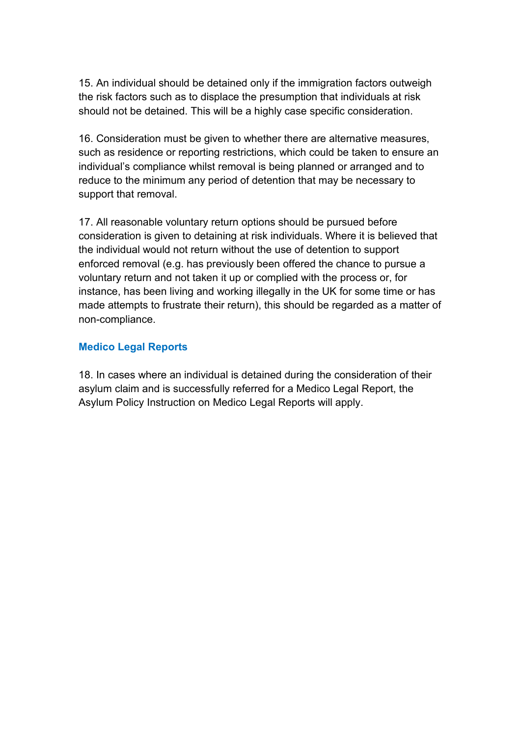15. An individual should be detained only if the immigration factors outweigh the risk factors such as to displace the presumption that individuals at risk should not be detained. This will be a highly case specific consideration.

16. Consideration must be given to whether there are alternative measures, such as residence or reporting restrictions, which could be taken to ensure an individual's compliance whilst removal is being planned or arranged and to reduce to the minimum any period of detention that may be necessary to support that removal.

17. All reasonable voluntary return options should be pursued before consideration is given to detaining at risk individuals. Where it is believed that the individual would not return without the use of detention to support enforced removal (e.g. has previously been offered the chance to pursue a voluntary return and not taken it up or complied with the process or, for instance, has been living and working illegally in the UK for some time or has made attempts to frustrate their return), this should be regarded as a matter of non-compliance.

## Medico Legal Reports

18. In cases where an individual is detained during the consideration of their asylum claim and is successfully referred for a Medico Legal Report, the Asylum Policy Instruction on Medico Legal Reports will apply.